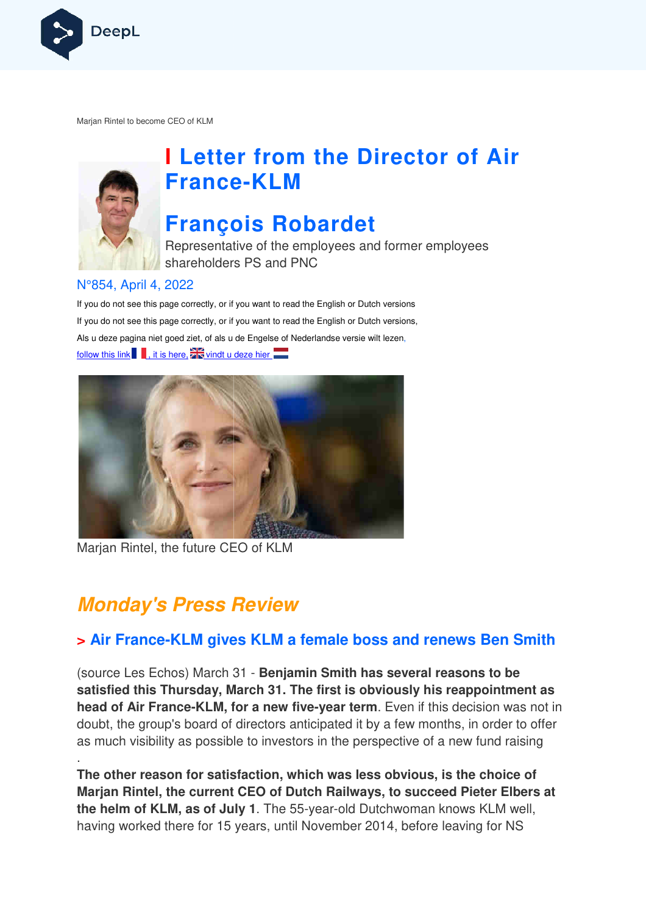Marjan Rintel to become CEO of KLM

# Letter from the Director of Air France-KLM

# François Robardet

Representative of the employees and former employees shareholders PS and PNC

N°854, April 4, 2022

If you do not see this page correctly, or if you want to read the English or Dutch versions

If you do not see this page correctly, or if you want to read the English or Dutch versions,

Als u deze pagina niet goed ziet, of als u de Engelse of Nederlandse versie wilt lezen,

follow this link , it is here, vindt u deze hier

Marjan Rintel, the future CEO of KLM

## *Monday's Press Review*

### > Air France-KLM gives KLM a female boss and renews Ben Smith

(source Les Echos) March 31 - **Benjamin Smith has several reasons to be satisfied this Thursday, March 31. The first is obviously his reappointment as head of Air France-KLM, for a new five-year term**. Even if this decision was not in doubt, the group's board of directors anticipated it by a few months, in order to offer as much visibility as possible to investors in the perspective of a new fund raising

.

**The other reason for satisfaction, which was less obvious, is the choice of Marjan Rintel, the current CEO of Dutch Railways, to succeed Pieter Elbers at the helm of KLM, as of July 1**. The 55-year-old Dutchwoman knows KLM well, having worked there for 15 years, until November 2014, before leaving for NS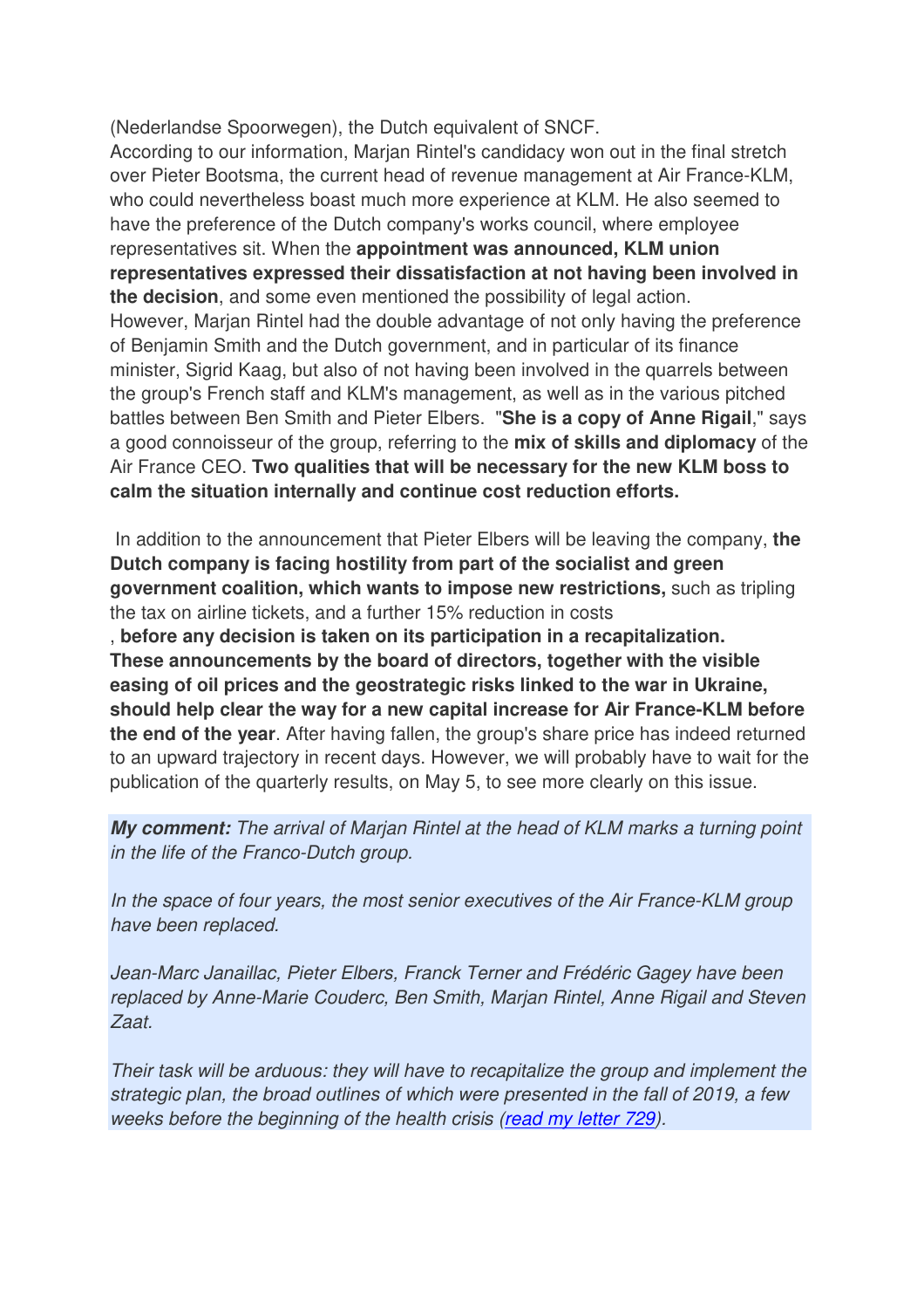(Nederlandse Spoorwegen), the Dutch equivalent of SNCF.
According to our information, Marjan Rintel's candidacy won out in the final stretch over Pieter Bootsma, the current head of revenue management at Air France-KLM, who could nevertheless boast much more experience at KLM. He also seemed to have the preference of the Dutch company's works council, where employee representatives sit. When the **appointment was announced, KLM union representatives expressed their dissatisfaction at not having been involved in the decision**, and some even mentioned the possibility of legal action.
However, Marjan Rintel had the double advantage of not only having the preference of Benjamin Smith and the Dutch government, and in particular of its finance minister, Sigrid Kaag, but also of not having been involved in the quarrels between the group's French staff and KLM's management, as well as in the various pitched battles between Ben Smith and Pieter Elbers. "**She is a copy of Anne Rigail**," says a good connoisseur of the group, referring to the **mix of skills and diplomacy** of the Air France CEO. **Two qualities that will be necessary for the new KLM boss to calm the situation internally and continue cost reduction efforts.**

In addition to the announcement that Pieter Elbers will be leaving the company, **the Dutch company is facing hostility from part of the socialist and green government coalition, which wants to impose new restrictions,** such as tripling the tax on airline tickets, and a further 15% reduction in costs
, **before any decision is taken on its participation in a recapitalization. These announcements by the board of directors, together with the visible easing of oil prices and the geostrategic risks linked to the war in Ukraine, should help clear the way for a new capital increase for Air France-KLM before the end of the year**. After having fallen, the group's share price has indeed returned to an upward trajectory in recent days. However, we will probably have to wait for the publication of the quarterly results, on May 5, to see more clearly on this issue.

***My comment:*** *The arrival of Marjan Rintel at the head of KLM marks a turning point in the life of the Franco-Dutch group.*

*In the space of four years, the most senior executives of the Air France-KLM group have been replaced.*

*Jean-Marc Janaillac, Pieter Elbers, Franck Terner and Frédéric Gagey have been replaced by Anne-Marie Couderc, Ben Smith, Marjan Rintel, Anne Rigail and Steven Zaat.*

*Their task will be arduous: they will have to recapitalize the group and implement the strategic plan, the broad outlines of which were presented in the fall of 2019, a few weeks before the beginning of the health crisis (read my letter 729).*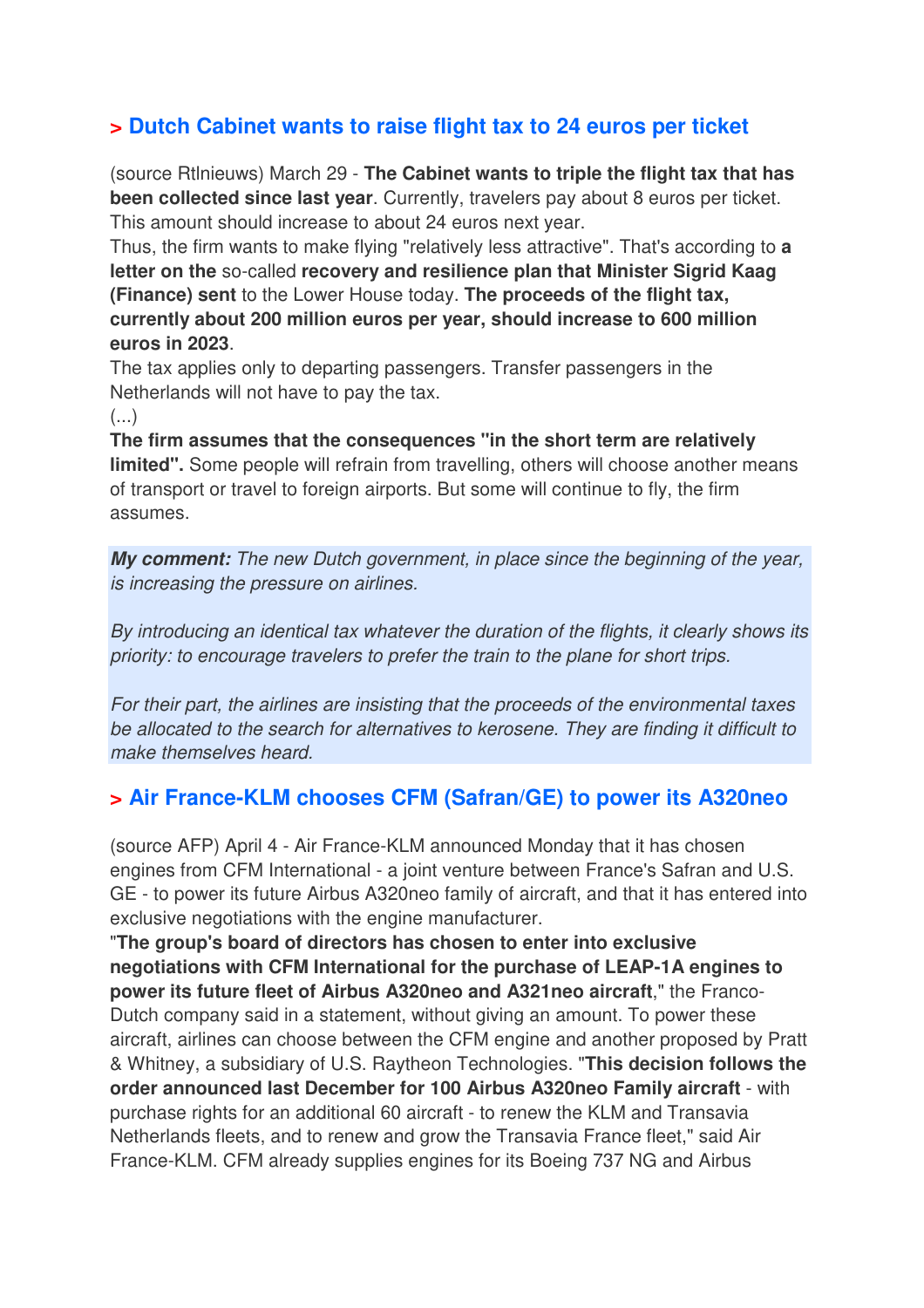## > Dutch Cabinet wants to raise flight tax to 24 euros per ticket

(source Rtlnieuws) March 29 - **The Cabinet wants to triple the flight tax that has been collected since last year**. Currently, travelers pay about 8 euros per ticket. This amount should increase to about 24 euros next year.
Thus, the firm wants to make flying "relatively less attractive". That's according to **a letter on the** so-called **recovery and resilience plan that Minister Sigrid Kaag (Finance) sent** to the Lower House today. **The proceeds of the flight tax, currently about 200 million euros per year, should increase to 600 million euros in 2023**.
The tax applies only to departing passengers. Transfer passengers in the Netherlands will not have to pay the tax.
(...)
**The firm assumes that the consequences "in the short term are relatively limited".** Some people will refrain from travelling, others will choose another means of transport or travel to foreign airports. But some will continue to fly, the firm assumes.

***My comment:*** *The new Dutch government, in place since the beginning of the year, is increasing the pressure on airlines.*

*By introducing an identical tax whatever the duration of the flights, it clearly shows its priority: to encourage travelers to prefer the train to the plane for short trips.*

*For their part, the airlines are insisting that the proceeds of the environmental taxes be allocated to the search for alternatives to kerosene. They are finding it difficult to make themselves heard.*

## > Air France-KLM chooses CFM (Safran/GE) to power its A320neo

(source AFP) April 4 - Air France-KLM announced Monday that it has chosen engines from CFM International - a joint venture between France's Safran and U.S. GE - to power its future Airbus A320neo family of aircraft, and that it has entered into exclusive negotiations with the engine manufacturer.
"**The group's board of directors has chosen to enter into exclusive negotiations with CFM International for the purchase of LEAP-1A engines to power its future fleet of Airbus A320neo and A321neo aircraft**," the Franco-Dutch company said in a statement, without giving an amount. To power these aircraft, airlines can choose between the CFM engine and another proposed by Pratt & Whitney, a subsidiary of U.S. Raytheon Technologies. "**This decision follows the order announced last December for 100 Airbus A320neo Family aircraft** - with purchase rights for an additional 60 aircraft - to renew the KLM and Transavia Netherlands fleets, and to renew and grow the Transavia France fleet," said Air France-KLM. CFM already supplies engines for its Boeing 737 NG and Airbus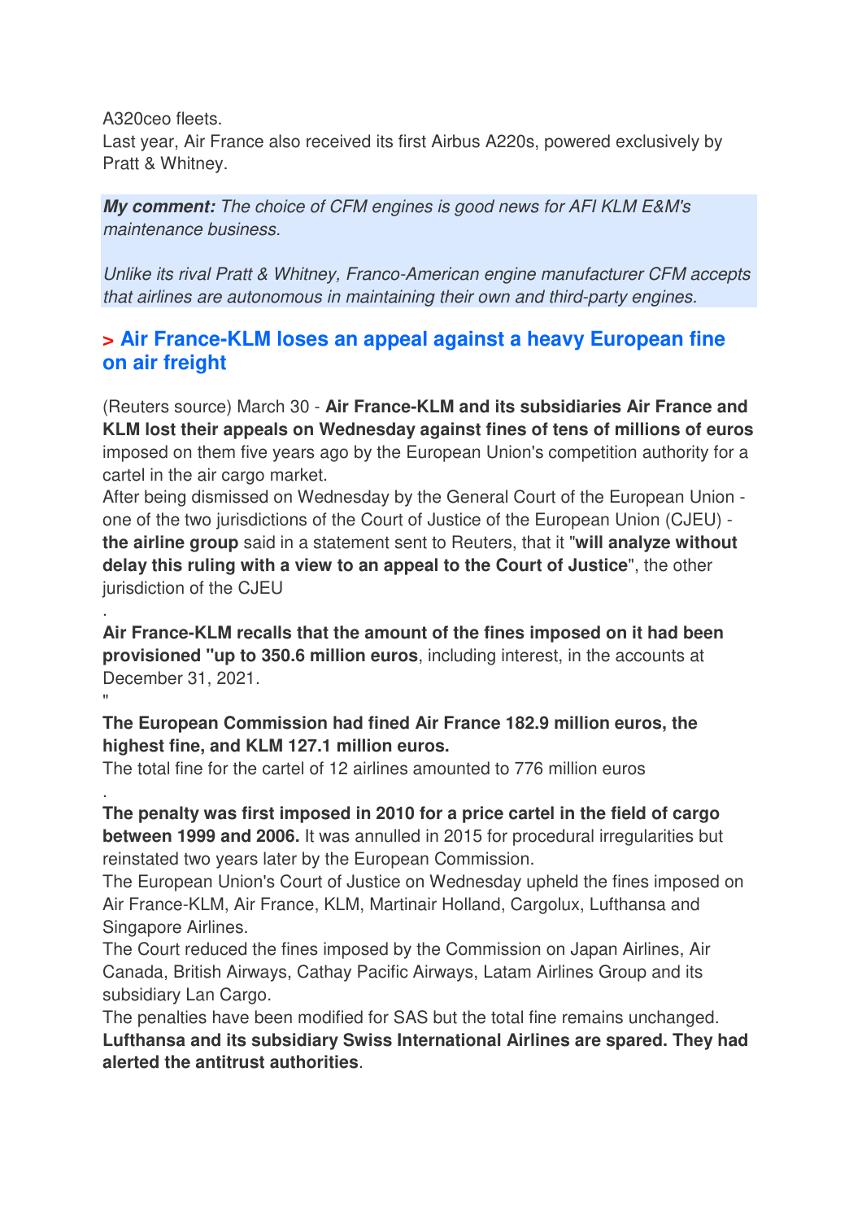A320ceo fleets.
Last year, Air France also received its first Airbus A220s, powered exclusively by Pratt & Whitney.

***My comment:*** *The choice of CFM engines is good news for AFI KLM E&M's maintenance business.*

*Unlike its rival Pratt & Whitney, Franco-American engine manufacturer CFM accepts that airlines are autonomous in maintaining their own and third-party engines.*

## > Air France-KLM loses an appeal against a heavy European fine on air freight

(Reuters source) March 30 - **Air France-KLM and its subsidiaries Air France and KLM lost their appeals on Wednesday against fines of tens of millions of euros** imposed on them five years ago by the European Union's competition authority for a cartel in the air cargo market.
After being dismissed on Wednesday by the General Court of the European Union - one of the two jurisdictions of the Court of Justice of the European Union (CJEU) - **the airline group** said in a statement sent to Reuters, that it "**will analyze without delay this ruling with a view to an appeal to the Court of Justice**", the other jurisdiction of the CJEU

.
**Air France-KLM recalls that the amount of the fines imposed on it had been provisioned "up to 350.6 million euros**, including interest, in the accounts at December 31, 2021.
"
**The European Commission had fined Air France 182.9 million euros, the highest fine, and KLM 127.1 million euros.**
The total fine for the cartel of 12 airlines amounted to 776 million euros

.
**The penalty was first imposed in 2010 for a price cartel in the field of cargo between 1999 and 2006.** It was annulled in 2015 for procedural irregularities but reinstated two years later by the European Commission.
The European Union's Court of Justice on Wednesday upheld the fines imposed on Air France-KLM, Air France, KLM, Martinair Holland, Cargolux, Lufthansa and Singapore Airlines.
The Court reduced the fines imposed by the Commission on Japan Airlines, Air Canada, British Airways, Cathay Pacific Airways, Latam Airlines Group and its subsidiary Lan Cargo.
The penalties have been modified for SAS but the total fine remains unchanged.
**Lufthansa and its subsidiary Swiss International Airlines are spared. They had alerted the antitrust authorities**.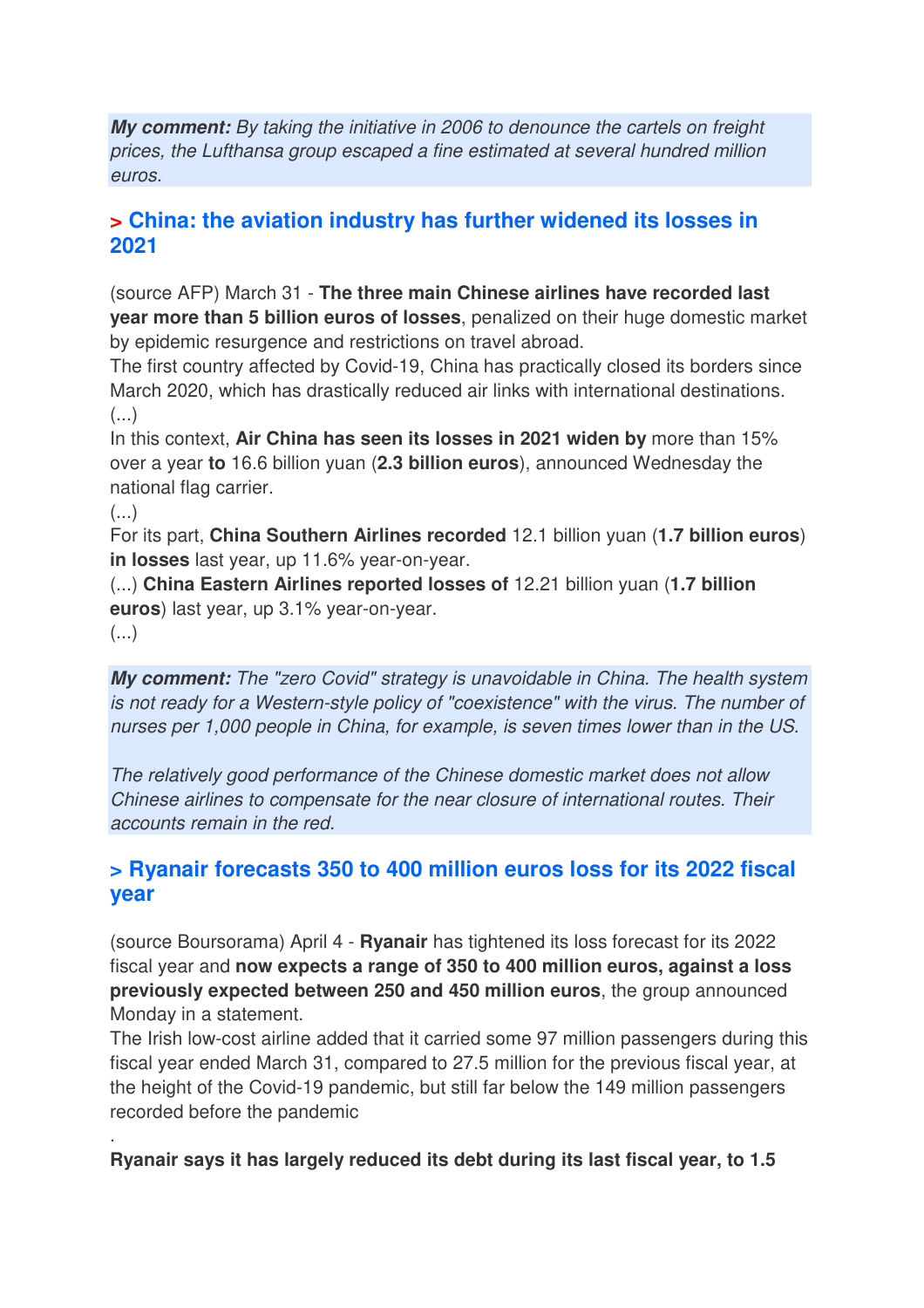***My comment:*** *By taking the initiative in 2006 to denounce the cartels on freight prices, the Lufthansa group escaped a fine estimated at several hundred million euros.*

## > China: the aviation industry has further widened its losses in 2021

(source AFP) March 31 - **The three main Chinese airlines have recorded last year more than 5 billion euros of losses**, penalized on their huge domestic market by epidemic resurgence and restrictions on travel abroad.
The first country affected by Covid-19, China has practically closed its borders since March 2020, which has drastically reduced air links with international destinations.
(...)
In this context, **Air China has seen its losses in 2021 widen by** more than 15% over a year **to** 16.6 billion yuan (**2.3 billion euros**), announced Wednesday the national flag carrier.
(...)
For its part, **China Southern Airlines recorded** 12.1 billion yuan (**1.7 billion euros**) **in losses** last year, up 11.6% year-on-year.
(...) **China Eastern Airlines reported losses of** 12.21 billion yuan (**1.7 billion euros**) last year, up 3.1% year-on-year.
(...)

***My comment:*** *The "zero Covid" strategy is unavoidable in China. The health system is not ready for a Western-style policy of "coexistence" with the virus. The number of nurses per 1,000 people in China, for example, is seven times lower than in the US.*

*The relatively good performance of the Chinese domestic market does not allow Chinese airlines to compensate for the near closure of international routes. Their accounts remain in the red.*

## > Ryanair forecasts 350 to 400 million euros loss for its 2022 fiscal year

(source Boursorama) April 4 - **Ryanair** has tightened its loss forecast for its 2022 fiscal year and **now expects a range of 350 to 400 million euros, against a loss previously expected between 250 and 450 million euros**, the group announced Monday in a statement.
The Irish low-cost airline added that it carried some 97 million passengers during this fiscal year ended March 31, compared to 27.5 million for the previous fiscal year, at the height of the Covid-19 pandemic, but still far below the 149 million passengers recorded before the pandemic

.

**Ryanair says it has largely reduced its debt during its last fiscal year, to 1.5**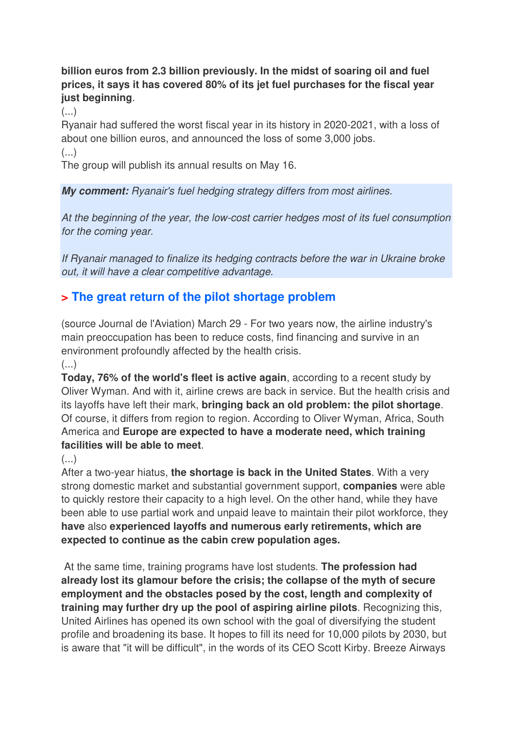**billion euros from 2.3 billion previously. In the midst of soaring oil and fuel prices, it says it has covered 80% of its jet fuel purchases for the fiscal year just beginning**.

(...)

Ryanair had suffered the worst fiscal year in its history in 2020-2021, with a loss of about one billion euros, and announced the loss of some 3,000 jobs.

(...)

The group will publish its annual results on May 16.

***My comment:*** *Ryanair's fuel hedging strategy differs from most airlines.*

*At the beginning of the year, the low-cost carrier hedges most of its fuel consumption for the coming year.*

*If Ryanair managed to finalize its hedging contracts before the war in Ukraine broke out, it will have a clear competitive advantage.*

## > The great return of the pilot shortage problem

(source Journal de l'Aviation) March 29 - For two years now, the airline industry's main preoccupation has been to reduce costs, find financing and survive in an environment profoundly affected by the health crisis.

(...)

**Today, 76% of the world's fleet is active again**, according to a recent study by Oliver Wyman. And with it, airline crews are back in service. But the health crisis and its layoffs have left their mark, **bringing back an old problem: the pilot shortage**. Of course, it differs from region to region. According to Oliver Wyman, Africa, South America and **Europe are expected to have a moderate need, which training facilities will be able to meet**.

(...)

After a two-year hiatus, **the shortage is back in the United States**. With a very strong domestic market and substantial government support, **companies** were able to quickly restore their capacity to a high level. On the other hand, while they have been able to use partial work and unpaid leave to maintain their pilot workforce, they **have** also **experienced layoffs and numerous early retirements, which are expected to continue as the cabin crew population ages.**

At the same time, training programs have lost students. **The profession had already lost its glamour before the crisis; the collapse of the myth of secure employment and the obstacles posed by the cost, length and complexity of training may further dry up the pool of aspiring airline pilots**. Recognizing this, United Airlines has opened its own school with the goal of diversifying the student profile and broadening its base. It hopes to fill its need for 10,000 pilots by 2030, but is aware that "it will be difficult", in the words of its CEO Scott Kirby. Breeze Airways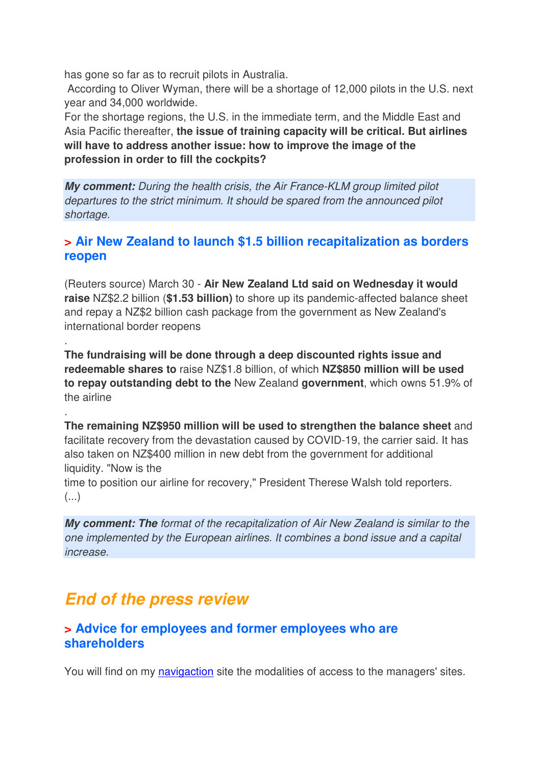has gone so far as to recruit pilots in Australia.
According to Oliver Wyman, there will be a shortage of 12,000 pilots in the U.S. next year and 34,000 worldwide.
For the shortage regions, the U.S. in the immediate term, and the Middle East and Asia Pacific thereafter, **the issue of training capacity will be critical. But airlines will have to address another issue: how to improve the image of the profession in order to fill the cockpits?**

***My comment:*** *During the health crisis, the Air France-KLM group limited pilot departures to the strict minimum. It should be spared from the announced pilot shortage.*

## > Air New Zealand to launch $1.5 billion recapitalization as borders reopen

(Reuters source) March 30 - **Air New Zealand Ltd said on Wednesday it would raise** NZ$2.2 billion (**$1.53 billion)** to shore up its pandemic-affected balance sheet and repay a NZ$2 billion cash package from the government as New Zealand's international border reopens

.
**The fundraising will be done through a deep discounted rights issue and redeemable shares to** raise NZ$1.8 billion, of which **NZ$850 million will be used to repay outstanding debt to the** New Zealand **government**, which owns 51.9% of the airline

.
**The remaining NZ$950 million will be used to strengthen the balance sheet** and facilitate recovery from the devastation caused by COVID-19, the carrier said. It has also taken on NZ$400 million in new debt from the government for additional liquidity. "Now is the
time to position our airline for recovery," President Therese Walsh told reporters.
(...)

***My comment: The*** *format of the recapitalization of Air New Zealand is similar to the one implemented by the European airlines. It combines a bond issue and a capital increase.*

# *End of the press review*

## > Advice for employees and former employees who are shareholders

You will find on my navigaction site the modalities of access to the managers' sites.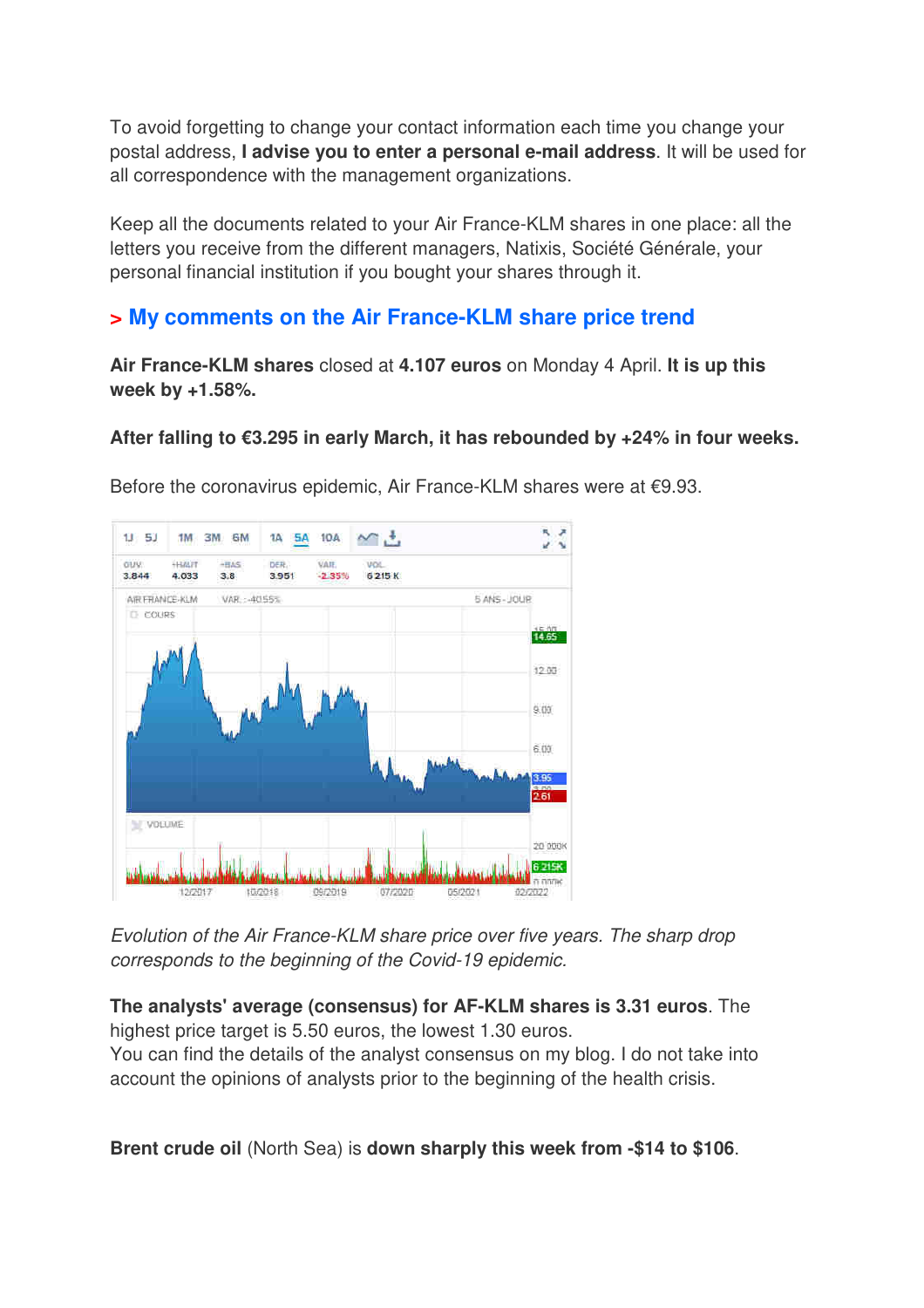To avoid forgetting to change your contact information each time you change your postal address, **I advise you to enter a personal e-mail address**. It will be used for all correspondence with the management organizations.

Keep all the documents related to your Air France-KLM shares in one place: all the letters you receive from the different managers, Natixis, Société Générale, your personal financial institution if you bought your shares through it.

## > My comments on the Air France-KLM share price trend

**Air France-KLM shares** closed at **4.107 euros** on Monday 4 April. **It is up this week by +1.58%.**

**After falling to €3.295 in early March, it has rebounded by +24% in four weeks.**

Before the coronavirus epidemic, Air France-KLM shares were at €9.93.

*Evolution of the Air France-KLM share price over five years. The sharp drop corresponds to the beginning of the Covid-19 epidemic.*

**The analysts' average (consensus) for AF-KLM shares is 3.31 euros**. The highest price target is 5.50 euros, the lowest 1.30 euros.
You can find the details of the analyst consensus on my blog. I do not take into account the opinions of analysts prior to the beginning of the health crisis.

**Brent crude oil** (North Sea) is **down sharply this week from -$14 to $106**.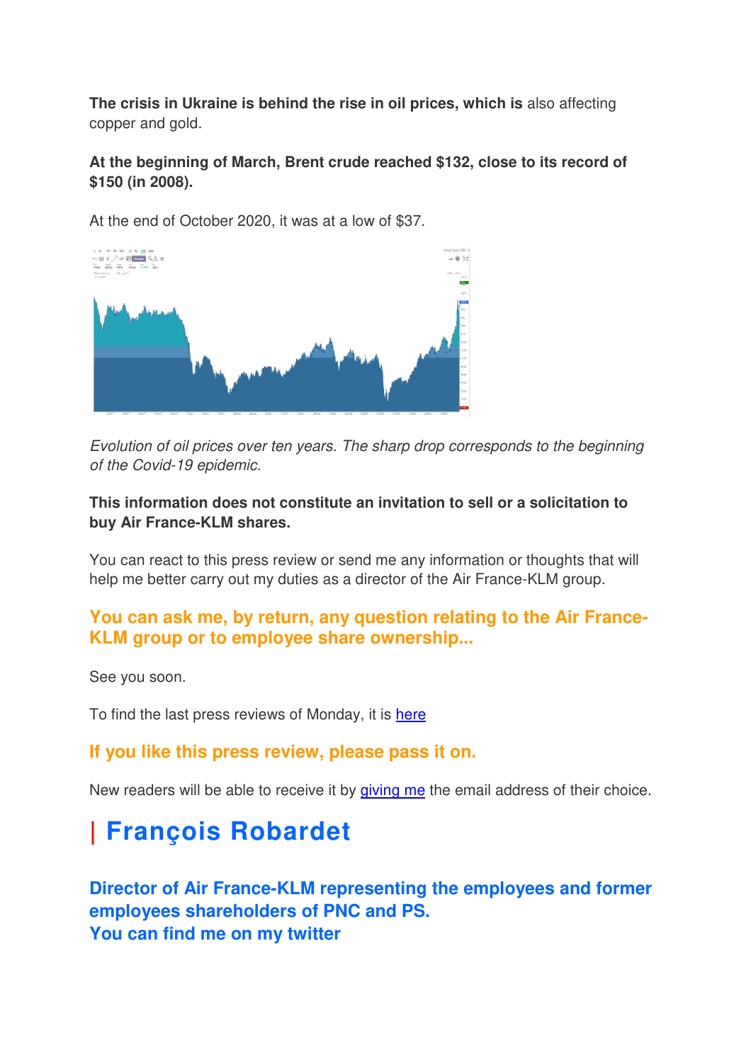**The crisis in Ukraine is behind the rise in oil prices, which is** also affecting copper and gold.

**At the beginning of March, Brent crude reached $132, close to its record of $150 (in 2008).**

At the end of October 2020, it was at a low of $37.

*Evolution of oil prices over ten years. The sharp drop corresponds to the beginning of the Covid-19 epidemic.*

**This information does not constitute an invitation to sell or a solicitation to buy Air France-KLM shares.**

You can react to this press review or send me any information or thoughts that will help me better carry out my duties as a director of the Air France-KLM group.

### You can ask me, by return, any question relating to the Air France-KLM group or to employee share ownership...

See you soon.

To find the last press reviews of Monday, it is here

### If you like this press review, please pass it on.

New readers will be able to receive it by giving me the email address of their choice.

# | François Robardet

### Director of Air France-KLM representing the employees and former employees shareholders of PNC and PS.
### You can find me on my twitter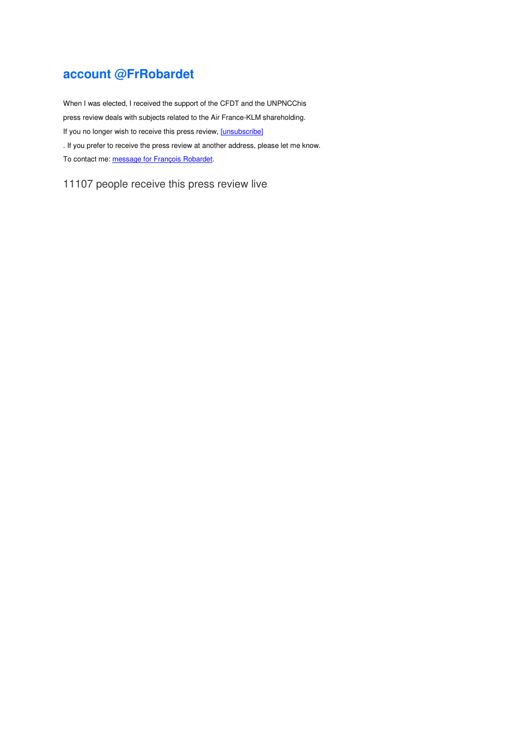## account @FrRobardet

When I was elected, I received the support of the CFDT and the UNPNCChis

press review deals with subjects related to the Air France-KLM shareholding.

If you no longer wish to receive this press review, [unsubscribe]

. If you prefer to receive the press review at another address, please let me know.

To contact me: message for François Robardet.

11107 people receive this press review live